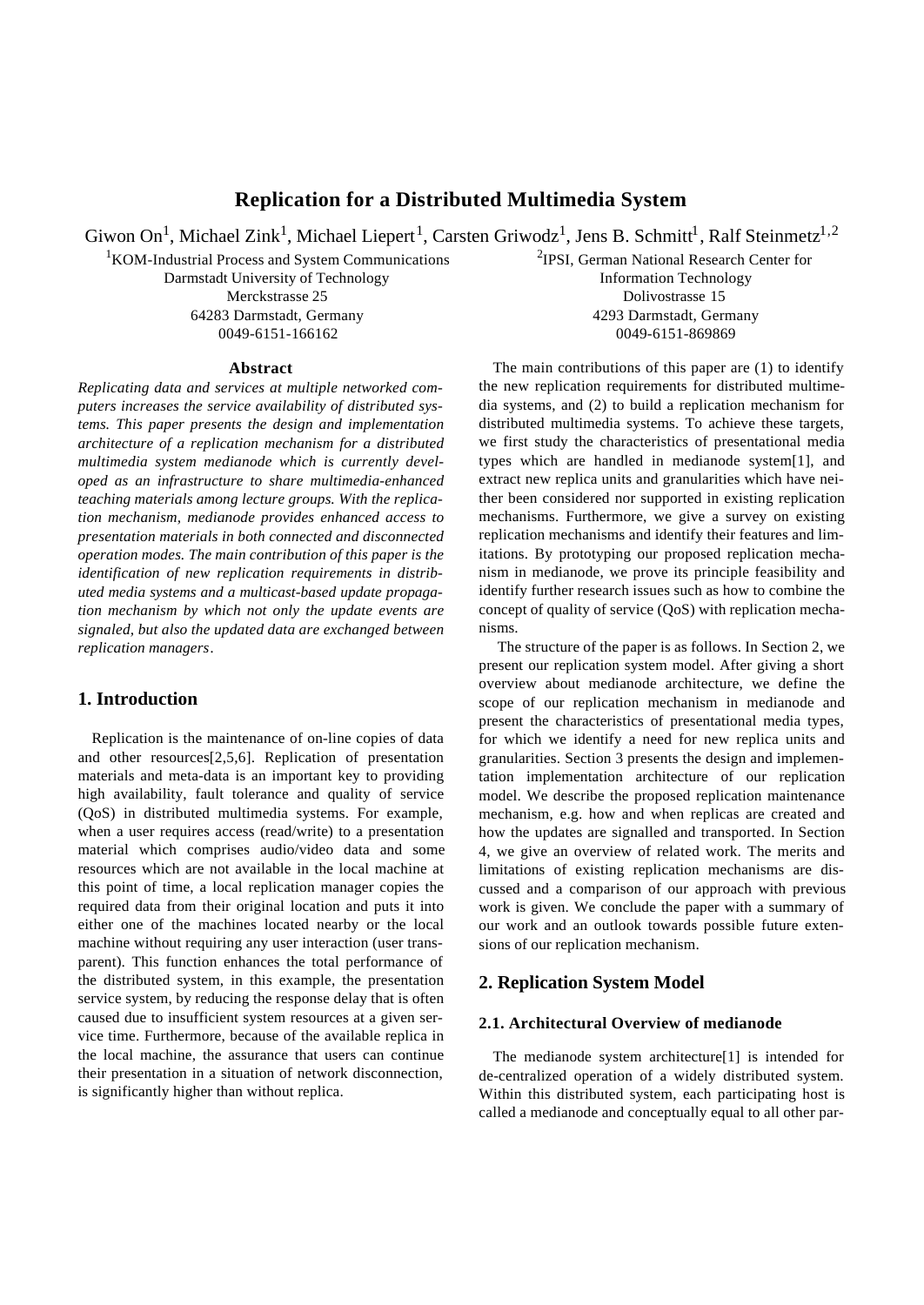# Replication for a Distributed Multimedia System

Giwon On[1], Michael Zink[1], Michael Liepert[1], Carsten Griwodz[1], Jens B. Schmitt[1], Ralf Steinmetz[1,2]

[1]KOM-Industrial Process and System Communications
Darmstadt University of Technology
Merckstrasse 25
64283 Darmstadt, Germany
0049-6151-166162

[2]IPSI, German National Research Center for
Information Technology
Dolivostrasse 15
4293 Darmstadt, Germany
0049-6151-869869

### Abstract

*Replicating data and services at multiple networked computers increases the service availability of distributed systems. This paper presents the design and implementation architecture of a replication mechanism for a distributed multimedia system medianode which is currently developed as an infrastructure to share multimedia-enhanced teaching materials among lecture groups. With the replication mechanism, medianode provides enhanced access to presentation materials in both connected and disconnected operation modes. The main contribution of this paper is the identification of new replication requirements in distributed media systems and a multicast-based update propagation mechanism by which not only the update events are signaled, but also the updated data are exchanged between replication managers*.

## 1. Introduction

Replication is the maintenance of on-line copies of data and other resources[2,5,6]. Replication of presentation materials and meta-data is an important key to providing high availability, fault tolerance and quality of service (QoS) in distributed multimedia systems. For example, when a user requires access (read/write) to a presentation material which comprises audio/video data and some resources which are not available in the local machine at this point of time, a local replication manager copies the required data from their original location and puts it into either one of the machines located nearby or the local machine without requiring any user interaction (user transparent). This function enhances the total performance of the distributed system, in this example, the presentation service system, by reducing the response delay that is often caused due to insufficient system resources at a given service time. Furthermore, because of the available replica in the local machine, the assurance that users can continue their presentation in a situation of network disconnection, is significantly higher than without replica.

The main contributions of this paper are (1) to identify the new replication requirements for distributed multimedia systems, and (2) to build a replication mechanism for distributed multimedia systems. To achieve these targets, we first study the characteristics of presentational media types which are handled in medianode system[1], and extract new replica units and granularities which have neither been considered nor supported in existing replication mechanisms. Furthermore, we give a survey on existing replication mechanisms and identify their features and limitations. By prototyping our proposed replication mechanism in medianode, we prove its principle feasibility and identify further research issues such as how to combine the concept of quality of service (QoS) with replication mechanisms.

The structure of the paper is as follows. In Section 2, we present our replication system model. After giving a short overview about medianode architecture, we define the scope of our replication mechanism in medianode and present the characteristics of presentational media types, for which we identify a need for new replica units and granularities. Section 3 presents the design and implementation implementation architecture of our replication model. We describe the proposed replication maintenance mechanism, e.g. how and when replicas are created and how the updates are signalled and transported. In Section 4, we give an overview of related work. The merits and limitations of existing replication mechanisms are discussed and a comparison of our approach with previous work is given. We conclude the paper with a summary of our work and an outlook towards possible future extensions of our replication mechanism.

## 2. Replication System Model

### 2.1. Architectural Overview of medianode

The medianode system architecture[1] is intended for de-centralized operation of a widely distributed system. Within this distributed system, each participating host is called a medianode and conceptually equal to all other par-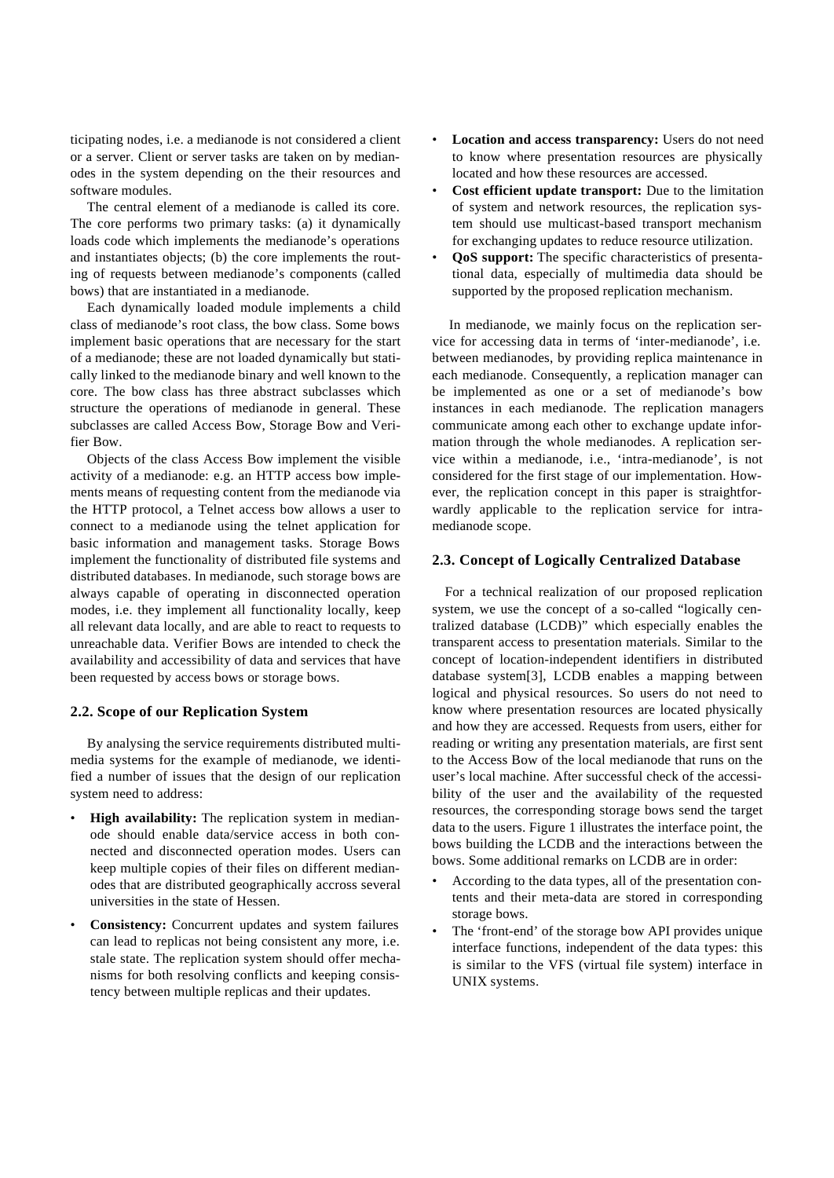ticipating nodes, i.e. a medianode is not considered a client or a server. Client or server tasks are taken on by medianodes in the system depending on the their resources and software modules.

The central element of a medianode is called its core. The core performs two primary tasks: (a) it dynamically loads code which implements the medianode's operations and instantiates objects; (b) the core implements the routing of requests between medianode's components (called bows) that are instantiated in a medianode.

Each dynamically loaded module implements a child class of medianode's root class, the bow class. Some bows implement basic operations that are necessary for the start of a medianode; these are not loaded dynamically but statically linked to the medianode binary and well known to the core. The bow class has three abstract subclasses which structure the operations of medianode in general. These subclasses are called Access Bow, Storage Bow and Verifier Bow.

Objects of the class Access Bow implement the visible activity of a medianode: e.g. an HTTP access bow implements means of requesting content from the medianode via the HTTP protocol, a Telnet access bow allows a user to connect to a medianode using the telnet application for basic information and management tasks. Storage Bows implement the functionality of distributed file systems and distributed databases. In medianode, such storage bows are always capable of operating in disconnected operation modes, i.e. they implement all functionality locally, keep all relevant data locally, and are able to react to requests to unreachable data. Verifier Bows are intended to check the availability and accessibility of data and services that have been requested by access bows or storage bows.

### 2.2. Scope of our Replication System

By analysing the service requirements distributed multimedia systems for the example of medianode, we identified a number of issues that the design of our replication system need to address:

- **High availability:** The replication system in medianode should enable data/service access in both connected and disconnected operation modes. Users can keep multiple copies of their files on different medianodes that are distributed geographically accross several universities in the state of Hessen.
- **Consistency:** Concurrent updates and system failures can lead to replicas not being consistent any more, i.e. stale state. The replication system should offer mechanisms for both resolving conflicts and keeping consistency between multiple replicas and their updates.
- **Location and access transparency:** Users do not need to know where presentation resources are physically located and how these resources are accessed.
- **Cost efficient update transport:** Due to the limitation of system and network resources, the replication system should use multicast-based transport mechanism for exchanging updates to reduce resource utilization.
- **QoS support:** The specific characteristics of presentational data, especially of multimedia data should be supported by the proposed replication mechanism.

In medianode, we mainly focus on the replication service for accessing data in terms of 'inter-medianode', i.e. between medianodes, by providing replica maintenance in each medianode. Consequently, a replication manager can be implemented as one or a set of medianode's bow instances in each medianode. The replication managers communicate among each other to exchange update information through the whole medianodes. A replication service within a medianode, i.e., 'intra-medianode', is not considered for the first stage of our implementation. However, the replication concept in this paper is straightforwardly applicable to the replication service for intra-medianode scope.

### 2.3. Concept of Logically Centralized Database

For a technical realization of our proposed replication system, we use the concept of a so-called "logically centralized database (LCDB)" which especially enables the transparent access to presentation materials. Similar to the concept of location-independent identifiers in distributed database system[3], LCDB enables a mapping between logical and physical resources. So users do not need to know where presentation resources are located physically and how they are accessed. Requests from users, either for reading or writing any presentation materials, are first sent to the Access Bow of the local medianode that runs on the user's local machine. After successful check of the accessibility of the user and the availability of the requested resources, the corresponding storage bows send the target data to the users. Figure 1 illustrates the interface point, the bows building the LCDB and the interactions between the bows. Some additional remarks on LCDB are in order:

- According to the data types, all of the presentation contents and their meta-data are stored in corresponding storage bows.
- The 'front-end' of the storage bow API provides unique interface functions, independent of the data types: this is similar to the VFS (virtual file system) interface in UNIX systems.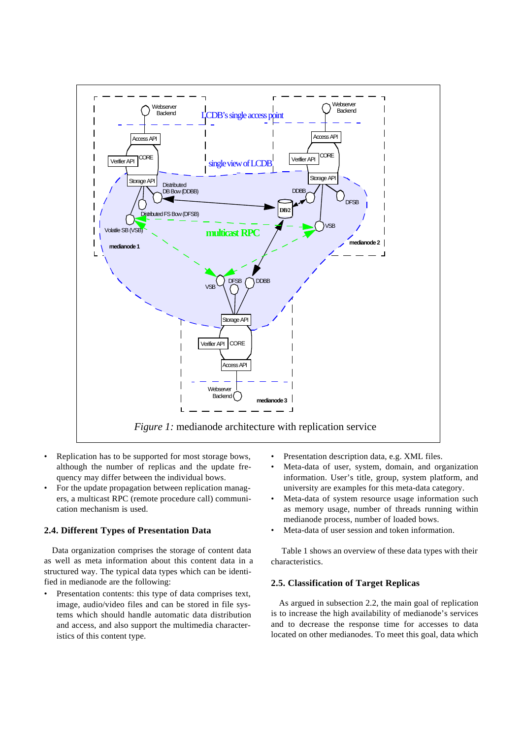*Figure 1:* medianode architecture with replication service

- Replication has to be supported for most storage bows, although the number of replicas and the update frequency may differ between the individual bows.
- For the update propagation between replication managers, a multicast RPC (remote procedure call) communication mechanism is used.

### 2.4. Different Types of Presentation Data

Data organization comprises the storage of content data as well as meta information about this content data in a structured way. The typical data types which can be identified in medianode are the following:

- Presentation contents: this type of data comprises text, image, audio/video files and can be stored in file systems which should handle automatic data distribution and access, and also support the multimedia characteristics of this content type.
- Presentation description data, e.g. XML files.
- Meta-data of user, system, domain, and organization information. User's title, group, system platform, and university are examples for this meta-data category.
- Meta-data of system resource usage information such as memory usage, number of threads running within medianode process, number of loaded bows.
- Meta-data of user session and token information.

Table 1 shows an overview of these data types with their characteristics.

### 2.5. Classification of Target Replicas

As argued in subsection 2.2, the main goal of replication is to increase the high availability of medianode's services and to decrease the response time for accesses to data located on other medianodes. To meet this goal, data which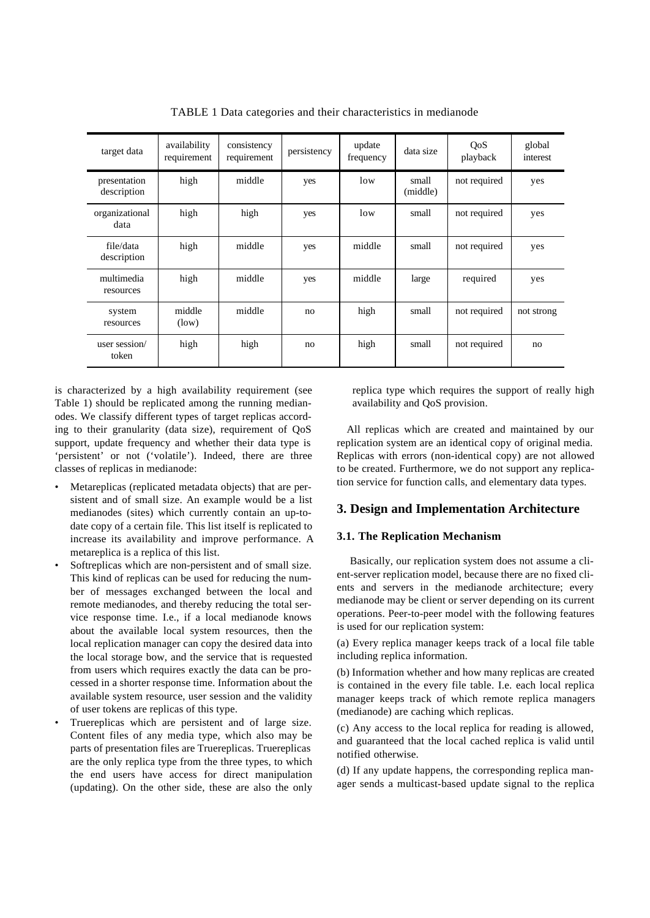TABLE 1 Data categories and their characteristics in medianode

| target data | availability requirement | consistency requirement | persistency | update frequency | data size | QoS playback | global interest |
|---|---|---|---|---|---|---|---|
| presentation description | high | middle | yes | low | small (middle) | not required | yes |
| organizational data | high | high | yes | low | small | not required | yes |
| file/data description | high | middle | yes | middle | small | not required | yes |
| multimedia resources | high | middle | yes | middle | large | required | yes |
| system resources | middle (low) | middle | no | high | small | not required | not strong |
| user session/ token | high | high | no | high | small | not required | no |

is characterized by a high availability requirement (see Table 1) should be replicated among the running medianodes. We classify different types of target replicas according to their granularity (data size), requirement of QoS support, update frequency and whether their data type is 'persistent' or not ('volatile'). Indeed, there are three classes of replicas in medianode:

- Metareplicas (replicated metadata objects) that are persistent and of small size. An example would be a list medianodes (sites) which currently contain an up-to-date copy of a certain file. This list itself is replicated to increase its availability and improve performance. A metareplica is a replica of this list.
- Softreplicas which are non-persistent and of small size. This kind of replicas can be used for reducing the number of messages exchanged between the local and remote medianodes, and thereby reducing the total service response time. I.e., if a local medianode knows about the available local system resources, then the local replication manager can copy the desired data into the local storage bow, and the service that is requested from users which requires exactly the data can be processed in a shorter response time. Information about the available system resource, user session and the validity of user tokens are replicas of this type.
- Truereplicas which are persistent and of large size. Content files of any media type, which also may be parts of presentation files are Truereplicas. Truereplicas are the only replica type from the three types, to which the end users have access for direct manipulation (updating). On the other side, these are also the only replica type which requires the support of really high availability and QoS provision.

All replicas which are created and maintained by our replication system are an identical copy of original media. Replicas with errors (non-identical copy) are not allowed to be created. Furthermore, we do not support any replication service for function calls, and elementary data types.

## 3. Design and Implementation Architecture

### 3.1. The Replication Mechanism

Basically, our replication system does not assume a client-server replication model, because there are no fixed clients and servers in the medianode architecture; every medianode may be client or server depending on its current operations. Peer-to-peer model with the following features is used for our replication system:

(a) Every replica manager keeps track of a local file table including replica information.

(b) Information whether and how many replicas are created is contained in the every file table. I.e. each local replica manager keeps track of which remote replica managers (medianode) are caching which replicas.

(c) Any access to the local replica for reading is allowed, and guaranteed that the local cached replica is valid until notified otherwise.

(d) If any update happens, the corresponding replica manager sends a multicast-based update signal to the replica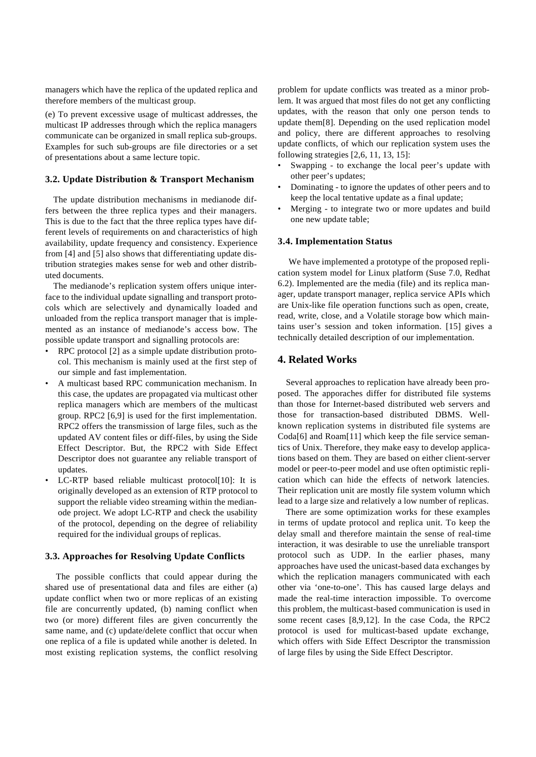managers which have the replica of the updated replica and therefore members of the multicast group.

(e) To prevent excessive usage of multicast addresses, the multicast IP addresses through which the replica managers communicate can be organized in small replica sub-groups. Examples for such sub-groups are file directories or a set of presentations about a same lecture topic.

### 3.2. Update Distribution & Transport Mechanism

The update distribution mechanisms in medianode differs between the three replica types and their managers. This is due to the fact that the three replica types have different levels of requirements on and characteristics of high availability, update frequency and consistency. Experience from [4] and [5] also shows that differentiating update distribution strategies makes sense for web and other distributed documents.

The medianode's replication system offers unique interface to the individual update signalling and transport protocols which are selectively and dynamically loaded and unloaded from the replica transport manager that is implemented as an instance of medianode's access bow. The possible update transport and signalling protocols are:

- RPC protocol [2] as a simple update distribution protocol. This mechanism is mainly used at the first step of our simple and fast implementation.
- A multicast based RPC communication mechanism. In this case, the updates are propagated via multicast other replica managers which are members of the multicast group. RPC2 [6,9] is used for the first implementation. RPC2 offers the transmission of large files, such as the updated AV content files or diff-files, by using the Side Effect Descriptor. But, the RPC2 with Side Effect Descriptor does not guarantee any reliable transport of updates.
- LC-RTP based reliable multicast protocol[10]: It is originally developed as an extension of RTP protocol to support the reliable video streaming within the medianode project. We adopt LC-RTP and check the usability of the protocol, depending on the degree of reliability required for the individual groups of replicas.

### 3.3. Approaches for Resolving Update Conflicts

The possible conflicts that could appear during the shared use of presentational data and files are either (a) update conflict when two or more replicas of an existing file are concurrently updated, (b) naming conflict when two (or more) different files are given concurrently the same name, and (c) update/delete conflict that occur when one replica of a file is updated while another is deleted. In most existing replication systems, the conflict resolving problem for update conflicts was treated as a minor problem. It was argued that most files do not get any conflicting updates, with the reason that only one person tends to update them[8]. Depending on the used replication model and policy, there are different approaches to resolving update conflicts, of which our replication system uses the following strategies [2,6, 11, 13, 15]:

- Swapping - to exchange the local peer's update with other peer's updates;
- Dominating - to ignore the updates of other peers and to keep the local tentative update as a final update;
- Merging - to integrate two or more updates and build one new update table;

### 3.4. Implementation Status

We have implemented a prototype of the proposed replication system model for Linux platform (Suse 7.0, Redhat 6.2). Implemented are the media (file) and its replica manager, update transport manager, replica service APIs which are Unix-like file operation functions such as open, create, read, write, close, and a Volatile storage bow which maintains user's session and token information. [15] gives a technically detailed description of our implementation.

## 4. Related Works

Several approaches to replication have already been proposed. The apporaches differ for distributed file systems than those for Internet-based distributed web servers and those for transaction-based distributed DBMS. Well-known replication systems in distributed file systems are Coda[6] and Roam[11] which keep the file service semantics of Unix. Therefore, they make easy to develop applications based on them. They are based on either client-server model or peer-to-peer model and use often optimistic replication which can hide the effects of network latencies. Their replication unit are mostly file system volumn which lead to a large size and relatively a low number of replicas.

There are some optimization works for these examples in terms of update protocol and replica unit. To keep the delay small and therefore maintain the sense of real-time interaction, it was desirable to use the unreliable transport protocol such as UDP. In the earlier phases, many approaches have used the unicast-based data exchanges by which the replication managers communicated with each other via 'one-to-one'. This has caused large delays and made the real-time interaction impossible. To overcome this problem, the multicast-based communication is used in some recent cases [8,9,12]. In the case Coda, the RPC2 protocol is used for multicast-based update exchange, which offers with Side Effect Descriptor the transmission of large files by using the Side Effect Descriptor.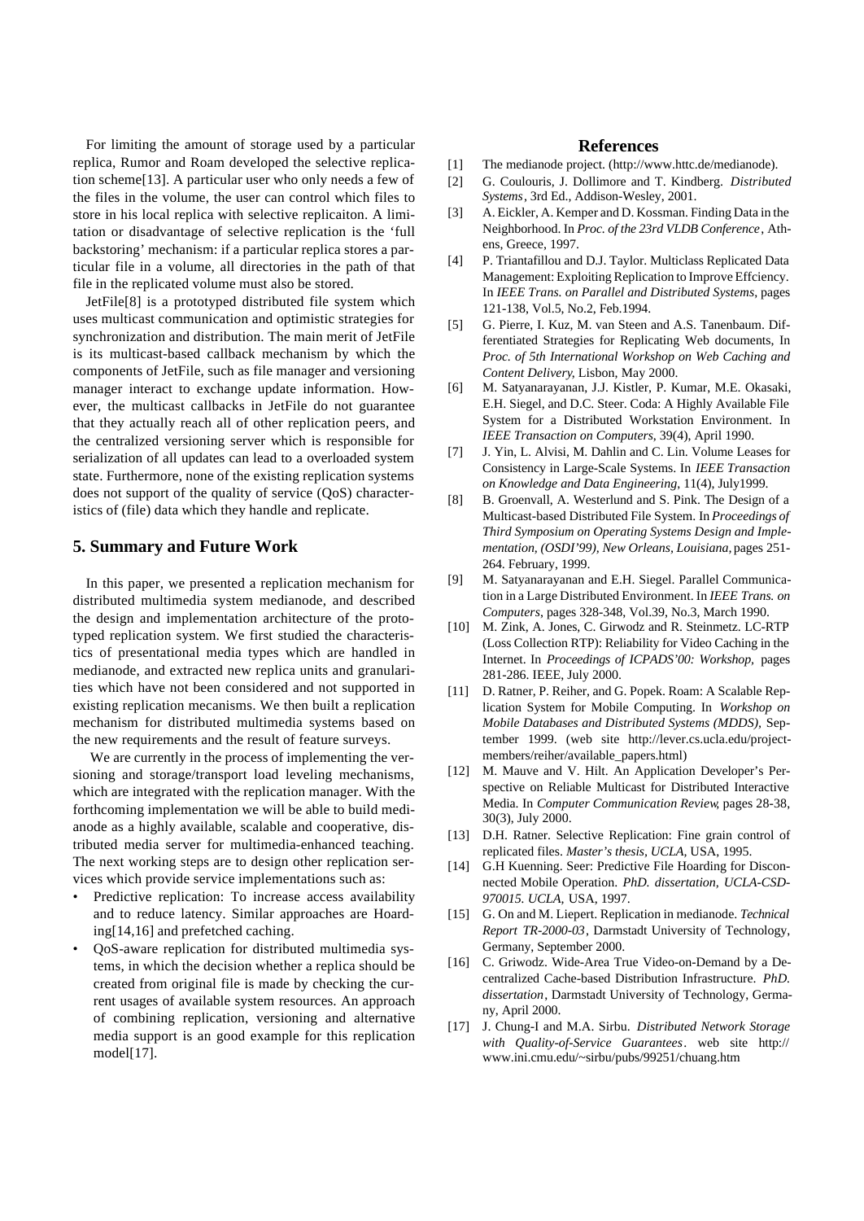For limiting the amount of storage used by a particular replica, Rumor and Roam developed the selective replication scheme[13]. A particular user who only needs a few of the files in the volume, the user can control which files to store in his local replica with selective replicaiton. A limitation or disadvantage of selective replication is the 'full backstoring' mechanism: if a particular replica stores a particular file in a volume, all directories in the path of that file in the replicated volume must also be stored.

JetFile[8] is a prototyped distributed file system which uses multicast communication and optimistic strategies for synchronization and distribution. The main merit of JetFile is its multicast-based callback mechanism by which the components of JetFile, such as file manager and versioning manager interact to exchange update information. However, the multicast callbacks in JetFile do not guarantee that they actually reach all of other replication peers, and the centralized versioning server which is responsible for serialization of all updates can lead to a overloaded system state. Furthermore, none of the existing replication systems does not support of the quality of service (QoS) characteristics of (file) data which they handle and replicate.

## 5. Summary and Future Work

In this paper, we presented a replication mechanism for distributed multimedia system medianode, and described the design and implementation architecture of the prototyped replication system. We first studied the characteristics of presentational media types which are handled in medianode, and extracted new replica units and granularities which have not been considered and not supported in existing replication mecanisms. We then built a replication mechanism for distributed multimedia systems based on the new requirements and the result of feature surveys.

We are currently in the process of implementing the versioning and storage/transport load leveling mechanisms, which are integrated with the replication manager. With the forthcoming implementation we will be able to build medianode as a highly available, scalable and cooperative, distributed media server for multimedia-enhanced teaching. The next working steps are to design other replication services which provide service implementations such as:

- Predictive replication: To increase access availability and to reduce latency. Similar approaches are Hoarding[14,16] and prefetched caching.
- QoS-aware replication for distributed multimedia systems, in which the decision whether a replica should be created from original file is made by checking the current usages of available system resources. An approach of combining replication, versioning and alternative media support is an good example for this replication model[17].

## References

[1] The medianode project. (http://www.httc.de/medianode).

[2] G. Coulouris, J. Dollimore and T. Kindberg. *Distributed Systems*, 3rd Ed., Addison-Wesley, 2001.

[3] A. Eickler, A. Kemper and D. Kossman. Finding Data in the Neighborhood. In *Proc. of the 23rd VLDB Conference*, Athens, Greece, 1997.

[4] P. Triantafillou and D.J. Taylor. Multiclass Replicated Data Management: Exploiting Replication to Improve Effciency. In *IEEE Trans. on Parallel and Distributed Systems*, pages 121-138, Vol.5, No.2, Feb.1994.

[5] G. Pierre, I. Kuz, M. van Steen and A.S. Tanenbaum. Differentiated Strategies for Replicating Web documents, In *Proc. of 5th International Workshop on Web Caching and Content Delivery*, Lisbon, May 2000.

[6] M. Satyanarayanan, J.J. Kistler, P. Kumar, M.E. Okasaki, E.H. Siegel, and D.C. Steer. Coda: A Highly Available File System for a Distributed Workstation Environment. In *IEEE Transaction on Computers*, 39(4), April 1990.

[7] J. Yin, L. Alvisi, M. Dahlin and C. Lin. Volume Leases for Consistency in Large-Scale Systems. In *IEEE Transaction on Knowledge and Data Engineering*, 11(4), July1999.

[8] B. Groenvall, A. Westerlund and S. Pink. The Design of a Multicast-based Distributed File System. In *Proceedings of Third Symposium on Operating Systems Design and Implementation, (OSDI'99), New Orleans, Louisiana*, pages 251-264. February, 1999.

[9] M. Satyanarayanan and E.H. Siegel. Parallel Communication in a Large Distributed Environment. In *IEEE Trans. on Computers*, pages 328-348, Vol.39, No.3, March 1990.

[10] M. Zink, A. Jones, C. Girwodz and R. Steinmetz. LC-RTP (Loss Collection RTP): Reliability for Video Caching in the Internet. In *Proceedings of ICPADS'00: Workshop*, pages 281-286. IEEE, July 2000.

[11] D. Ratner, P. Reiher, and G. Popek. Roam: A Scalable Replication System for Mobile Computing. In *Workshop on Mobile Databases and Distributed Systems (MDDS)*, September 1999. (web site http://lever.cs.ucla.edu/project-members/reiher/available_papers.html)

[12] M. Mauve and V. Hilt. An Application Developer's Perspective on Reliable Multicast for Distributed Interactive Media. In *Computer Communication Review*, pages 28-38, 30(3), July 2000.

[13] D.H. Ratner. Selective Replication: Fine grain control of replicated files. *Master's thesis, UCLA*, USA, 1995.

[14] G.H Kuenning. Seer: Predictive File Hoarding for Disconnected Mobile Operation. *PhD. dissertation, UCLA-CSD-970015. UCLA*, USA, 1997.

[15] G. On and M. Liepert. Replication in medianode. *Technical Report TR-2000-03*, Darmstadt University of Technology, Germany, September 2000.

[16] C. Griwodz. Wide-Area True Video-on-Demand by a Decentralized Cache-based Distribution Infrastructure. *PhD. dissertation*, Darmstadt University of Technology, Germany, April 2000.

[17] J. Chung-I and M.A. Sirbu. *Distributed Network Storage with Quality-of-Service Guarantees*. web site http://www.ini.cmu.edu/~sirbu/pubs/99251/chuang.htm